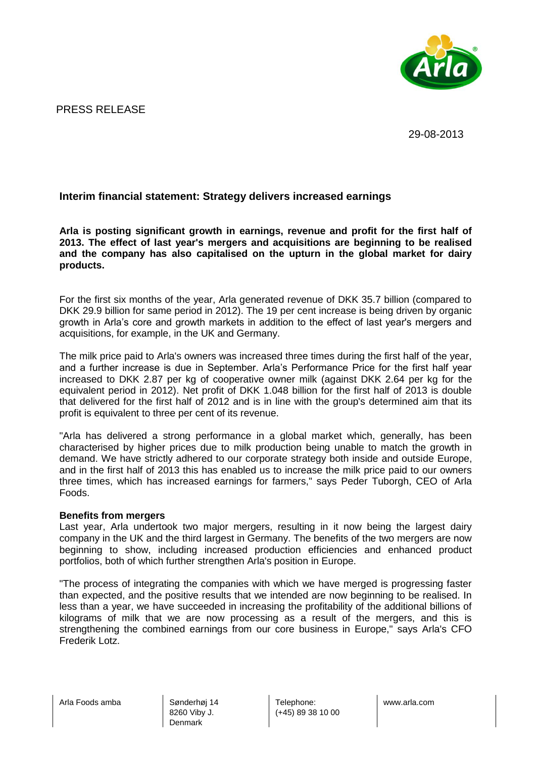PRESS RELEASE

29-08-2013

## Interim financial statement: Strategy delivers increased earnings

**Arla is posting significant growth in earnings, revenue and profit for the first half of 2013. The effect of last year's mergers and acquisitions are beginning to be realised and the company has also capitalised on the upturn in the global market for dairy products.**

For the first six months of the year, Arla generated revenue of DKK 35.7 billion (compared to DKK 29.9 billion for same period in 2012). The 19 per cent increase is being driven by organic growth in Arla's core and growth markets in addition to the effect of last year's mergers and acquisitions, for example, in the UK and Germany.

The milk price paid to Arla's owners was increased three times during the first half of the year, and a further increase is due in September. Arla's Performance Price for the first half year increased to DKK 2.87 per kg of cooperative owner milk (against DKK 2.64 per kg for the equivalent period in 2012). Net profit of DKK 1.048 billion for the first half of 2013 is double that delivered for the first half of 2012 and is in line with the group's determined aim that its profit is equivalent to three per cent of its revenue.

"Arla has delivered a strong performance in a global market which, generally, has been characterised by higher prices due to milk production being unable to match the growth in demand. We have strictly adhered to our corporate strategy both inside and outside Europe, and in the first half of 2013 this has enabled us to increase the milk price paid to our owners three times, which has increased earnings for farmers," says Peder Tuborgh, CEO of Arla Foods.

**Benefits from mergers**

Last year, Arla undertook two major mergers, resulting in it now being the largest dairy company in the UK and the third largest in Germany. The benefits of the two mergers are now beginning to show, including increased production efficiencies and enhanced product portfolios, both of which further strengthen Arla's position in Europe.

"The process of integrating the companies with which we have merged is progressing faster than expected, and the positive results that we intended are now beginning to be realised. In less than a year, we have succeeded in increasing the profitability of the additional billions of kilograms of milk that we are now processing as a result of the mergers, and this is strengthening the combined earnings from our core business in Europe," says Arla's CFO Frederik Lotz.

Arla Foods amba | Sønderhøj 14, 8260 Viby J., Denmark | Telephone: (+45) 89 38 10 00 | www.arla.com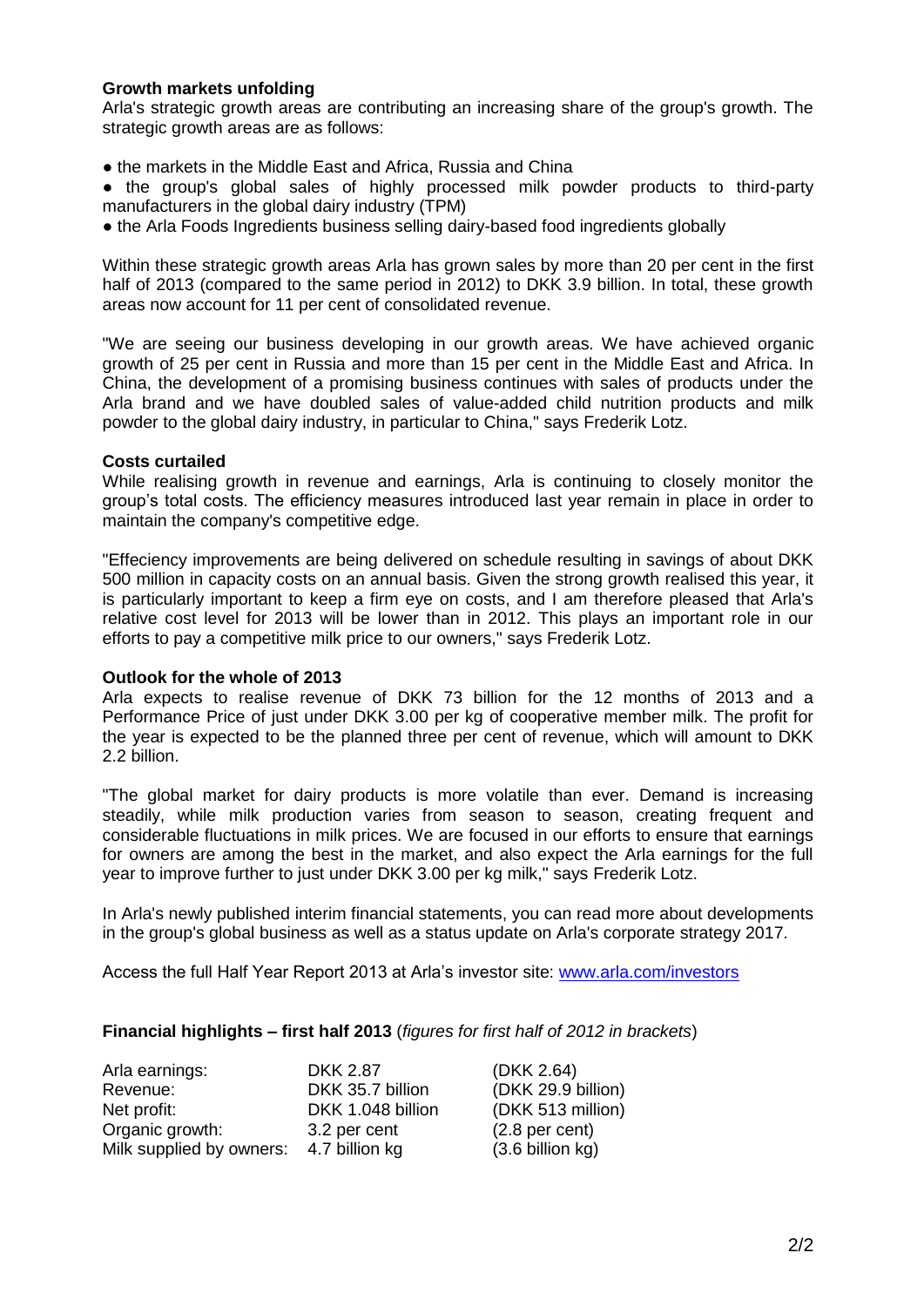**Growth markets unfolding**

Arla's strategic growth areas are contributing an increasing share of the group's growth. The strategic growth areas are as follows:

● the markets in the Middle East and Africa, Russia and China

● the group's global sales of highly processed milk powder products to third-party manufacturers in the global dairy industry (TPM)

● the Arla Foods Ingredients business selling dairy-based food ingredients globally

Within these strategic growth areas Arla has grown sales by more than 20 per cent in the first half of 2013 (compared to the same period in 2012) to DKK 3.9 billion. In total, these growth areas now account for 11 per cent of consolidated revenue.

"We are seeing our business developing in our growth areas. We have achieved organic growth of 25 per cent in Russia and more than 15 per cent in the Middle East and Africa. In China, the development of a promising business continues with sales of products under the Arla brand and we have doubled sales of value-added child nutrition products and milk powder to the global dairy industry, in particular to China," says Frederik Lotz.

**Costs curtailed**

While realising growth in revenue and earnings, Arla is continuing to closely monitor the group's total costs. The efficiency measures introduced last year remain in place in order to maintain the company's competitive edge.

"Effeciency improvements are being delivered on schedule resulting in savings of about DKK 500 million in capacity costs on an annual basis. Given the strong growth realised this year, it is particularly important to keep a firm eye on costs, and I am therefore pleased that Arla's relative cost level for 2013 will be lower than in 2012. This plays an important role in our efforts to pay a competitive milk price to our owners," says Frederik Lotz.

**Outlook for the whole of 2013**

Arla expects to realise revenue of DKK 73 billion for the 12 months of 2013 and a Performance Price of just under DKK 3.00 per kg of cooperative member milk. The profit for the year is expected to be the planned three per cent of revenue, which will amount to DKK 2.2 billion.

"The global market for dairy products is more volatile than ever. Demand is increasing steadily, while milk production varies from season to season, creating frequent and considerable fluctuations in milk prices. We are focused in our efforts to ensure that earnings for owners are among the best in the market, and also expect the Arla earnings for the full year to improve further to just under DKK 3.00 per kg milk," says Frederik Lotz.

In Arla's newly published interim financial statements, you can read more about developments in the group's global business as well as a status update on Arla's corporate strategy 2017.

Access the full Half Year Report 2013 at Arla's investor site: www.arla.com/investors

**Financial highlights – first half 2013** (*figures for first half of 2012 in brackets*)

| | | |
|---|---|---|
| Arla earnings: | DKK 2.87 | (DKK 2.64) |
| Revenue: | DKK 35.7 billion | (DKK 29.9 billion) |
| Net profit: | DKK 1.048 billion | (DKK 513 million) |
| Organic growth: | 3.2 per cent | (2.8 per cent) |
| Milk supplied by owners: | 4.7 billion kg | (3.6 billion kg) |